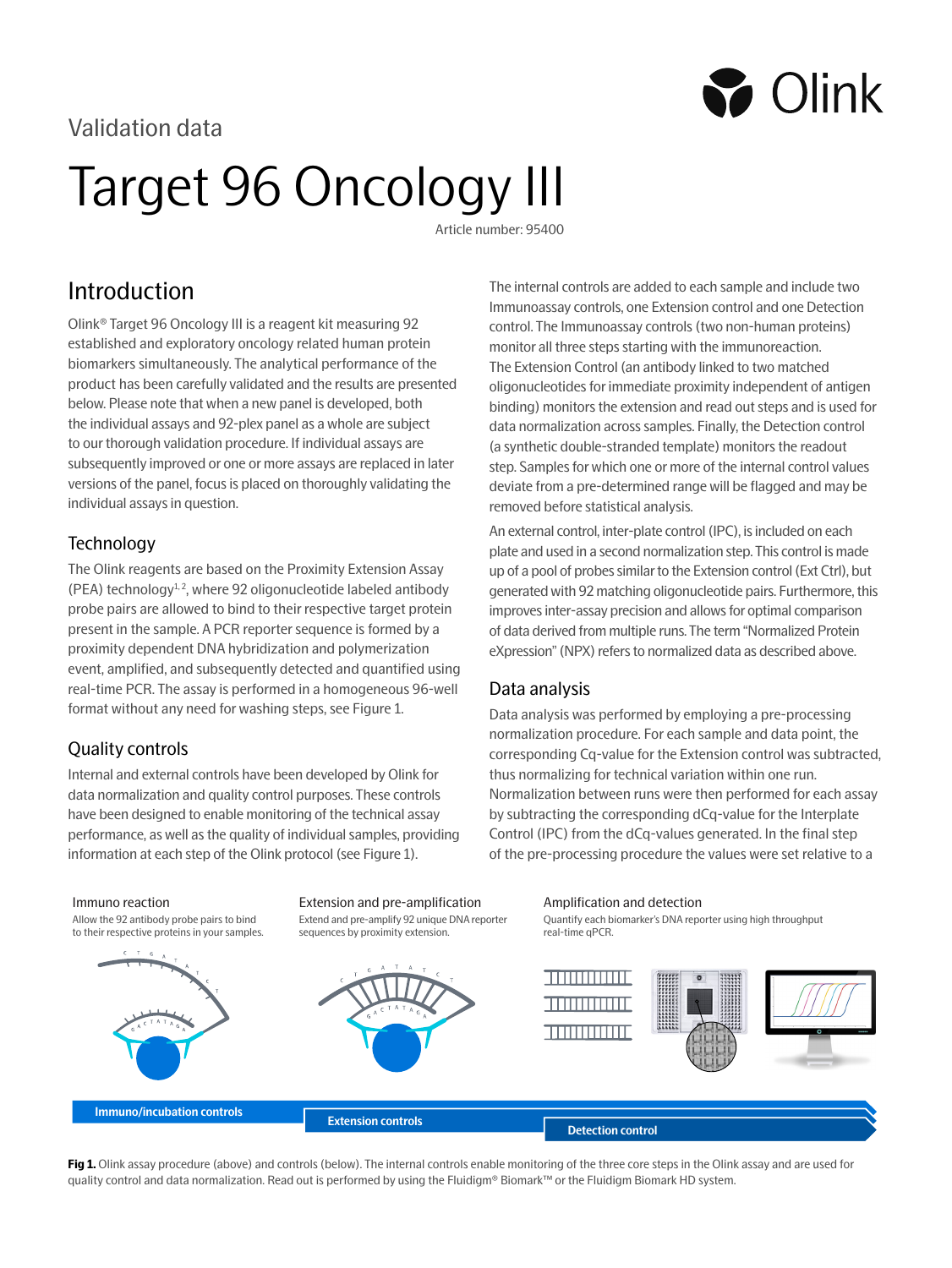Validation data

# Target 96 Oncology III

Article number: 95400

## Introduction

Olink® Target 96 Oncology III is a reagent kit measuring 92 established and exploratory oncology related human protein biomarkers simultaneously. The analytical performance of the product has been carefully validated and the results are presented below. Please note that when a new panel is developed, both the individual assays and 92-plex panel as a whole are subject to our thorough validation procedure. If individual assays are subsequently improved or one or more assays are replaced in later versions of the panel, focus is placed on thoroughly validating the individual assays in question.

### Technology

The Olink reagents are based on the Proximity Extension Assay (PEA) technology[1,2], where 92 oligonucleotide labeled antibody probe pairs are allowed to bind to their respective target protein present in the sample. A PCR reporter sequence is formed by a proximity dependent DNA hybridization and polymerization event, amplified, and subsequently detected and quantified using real-time PCR. The assay is performed in a homogeneous 96-well format without any need for washing steps, see Figure 1.

### Quality controls

Internal and external controls have been developed by Olink for data normalization and quality control purposes. These controls have been designed to enable monitoring of the technical assay performance, as well as the quality of individual samples, providing information at each step of the Olink protocol (see Figure 1).

The internal controls are added to each sample and include two Immunoassay controls, one Extension control and one Detection control. The Immunoassay controls (two non-human proteins) monitor all three steps starting with the immunoreaction. The Extension Control (an antibody linked to two matched oligonucleotides for immediate proximity independent of antigen binding) monitors the extension and read out steps and is used for data normalization across samples. Finally, the Detection control (a synthetic double-stranded template) monitors the readout step. Samples for which one or more of the internal control values deviate from a pre-determined range will be flagged and may be removed before statistical analysis.

An external control, inter-plate control (IPC), is included on each plate and used in a second normalization step. This control is made up of a pool of probes similar to the Extension control (Ext Ctrl), but generated with 92 matching oligonucleotide pairs. Furthermore, this improves inter-assay precision and allows for optimal comparison of data derived from multiple runs. The term "Normalized Protein eXpression" (NPX) refers to normalized data as described above.

## Data analysis

Data analysis was performed by employing a pre-processing normalization procedure. For each sample and data point, the corresponding Cq-value for the Extension control was subtracted, thus normalizing for technical variation within one run. Normalization between runs were then performed for each assay by subtracting the corresponding dCq-value for the Interplate Control (IPC) from the dCq-values generated. In the final step of the pre-processing procedure the values were set relative to a

Immuno reaction
Allow the 92 antibody probe pairs to bind to their respective proteins in your samples.

Extension and pre-amplification
Extend and pre-amplify 92 unique DNA reporter sequences by proximity extension.

Amplification and detection
Quantify each biomarker's DNA reporter using high throughput real-time qPCR.

Immuno/incubation controls | Extension controls | Detection control

**Fig 1.** Olink assay procedure (above) and controls (below). The internal controls enable monitoring of the three core steps in the Olink assay and are used for quality control and data normalization. Read out is performed by using the Fluidigm® Biomark™ or the Fluidigm Biomark HD system.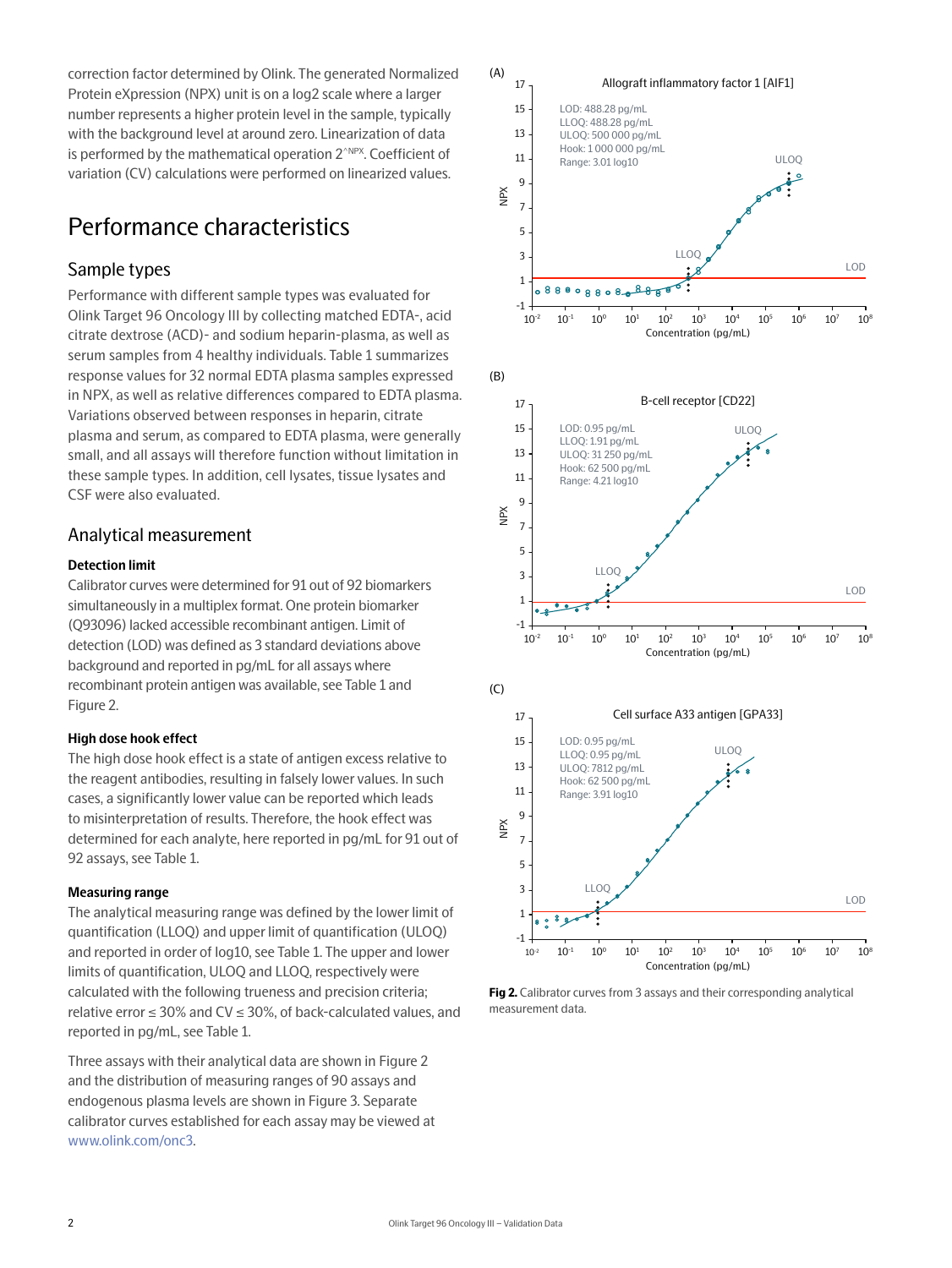correction factor determined by Olink. The generated Normalized Protein eXpression (NPX) unit is on a log2 scale where a larger number represents a higher protein level in the sample, typically with the background level at around zero. Linearization of data is performed by the mathematical operation $2^{NPX}$. Coefficient of variation (CV) calculations were performed on linearized values.

# Performance characteristics

## Sample types

Performance with different sample types was evaluated for Olink Target 96 Oncology III by collecting matched EDTA-, acid citrate dextrose (ACD)- and sodium heparin-plasma, as well as serum samples from 4 healthy individuals. Table 1 summarizes response values for 32 normal EDTA plasma samples expressed in NPX, as well as relative differences compared to EDTA plasma. Variations observed between responses in heparin, citrate plasma and serum, as compared to EDTA plasma, were generally small, and all assays will therefore function without limitation in these sample types. In addition, cell lysates, tissue lysates and CSF were also evaluated.

## Analytical measurement

### Detection limit

Calibrator curves were determined for 91 out of 92 biomarkers simultaneously in a multiplex format. One protein biomarker (Q93096) lacked accessible recombinant antigen. Limit of detection (LOD) was defined as 3 standard deviations above background and reported in pg/mL for all assays where recombinant protein antigen was available, see Table 1 and Figure 2.

### High dose hook effect

The high dose hook effect is a state of antigen excess relative to the reagent antibodies, resulting in falsely lower values. In such cases, a significantly lower value can be reported which leads to misinterpretation of results. Therefore, the hook effect was determined for each analyte, here reported in pg/mL for 91 out of 92 assays, see Table 1.

### Measuring range

The analytical measuring range was defined by the lower limit of quantification (LLOQ) and upper limit of quantification (ULOQ) and reported in order of log10, see Table 1. The upper and lower limits of quantification, ULOQ and LLOQ, respectively were calculated with the following trueness and precision criteria; relative error ≤ 30% and CV ≤ 30%, of back-calculated values, and reported in pg/mL, see Table 1.

Three assays with their analytical data are shown in Figure 2 and the distribution of measuring ranges of 90 assays and endogenous plasma levels are shown in Figure 3. Separate calibrator curves established for each assay may be viewed at www.olink.com/onc3.

(A) Allograft inflammatory factor 1 [AIF1] — LOD: 488.28 pg/mL; LLOQ: 488.28 pg/mL; ULOQ: 500 000 pg/mL; Hook: 1 000 000 pg/mL; Range: 3.01 log10

(B) B-cell receptor [CD22] — LOD: 0.95 pg/mL; LLOQ: 1.91 pg/mL; ULOQ: 31 250 pg/mL; Hook: 62 500 pg/mL; Range: 4.21 log10

(C) Cell surface A33 antigen [GPA33] — LOD: 0.95 pg/mL; LLOQ: 0.95 pg/mL; ULOQ: 7812 pg/mL; Hook: 62 500 pg/mL; Range: 3.91 log10

**Fig 2.** Calibrator curves from 3 assays and their corresponding analytical measurement data.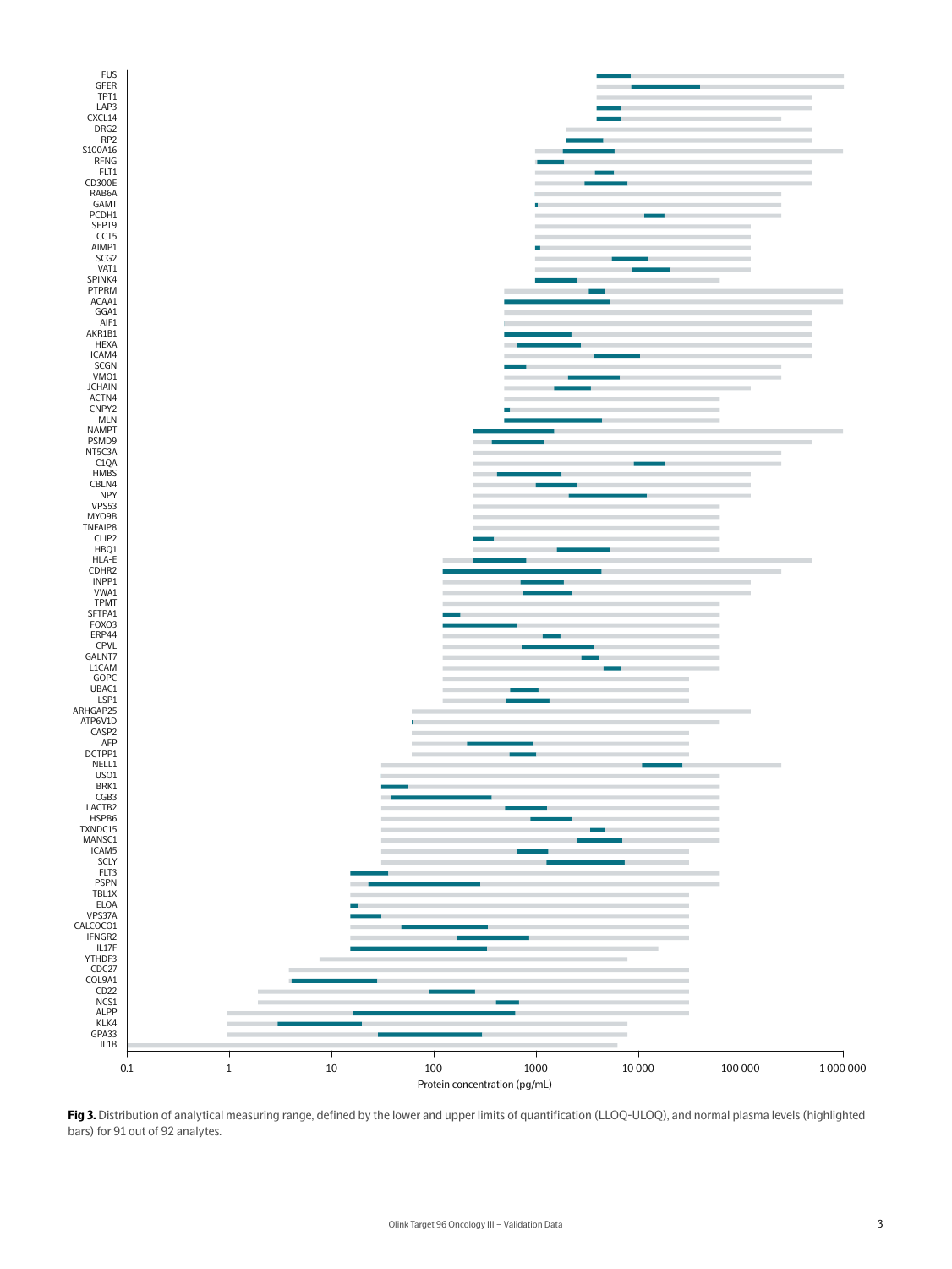**Fig 3.** Distribution of analytical measuring range, defined by the lower and upper limits of quantification (LLOQ-ULOQ), and normal plasma levels (highlighted bars) for 91 out of 92 analytes.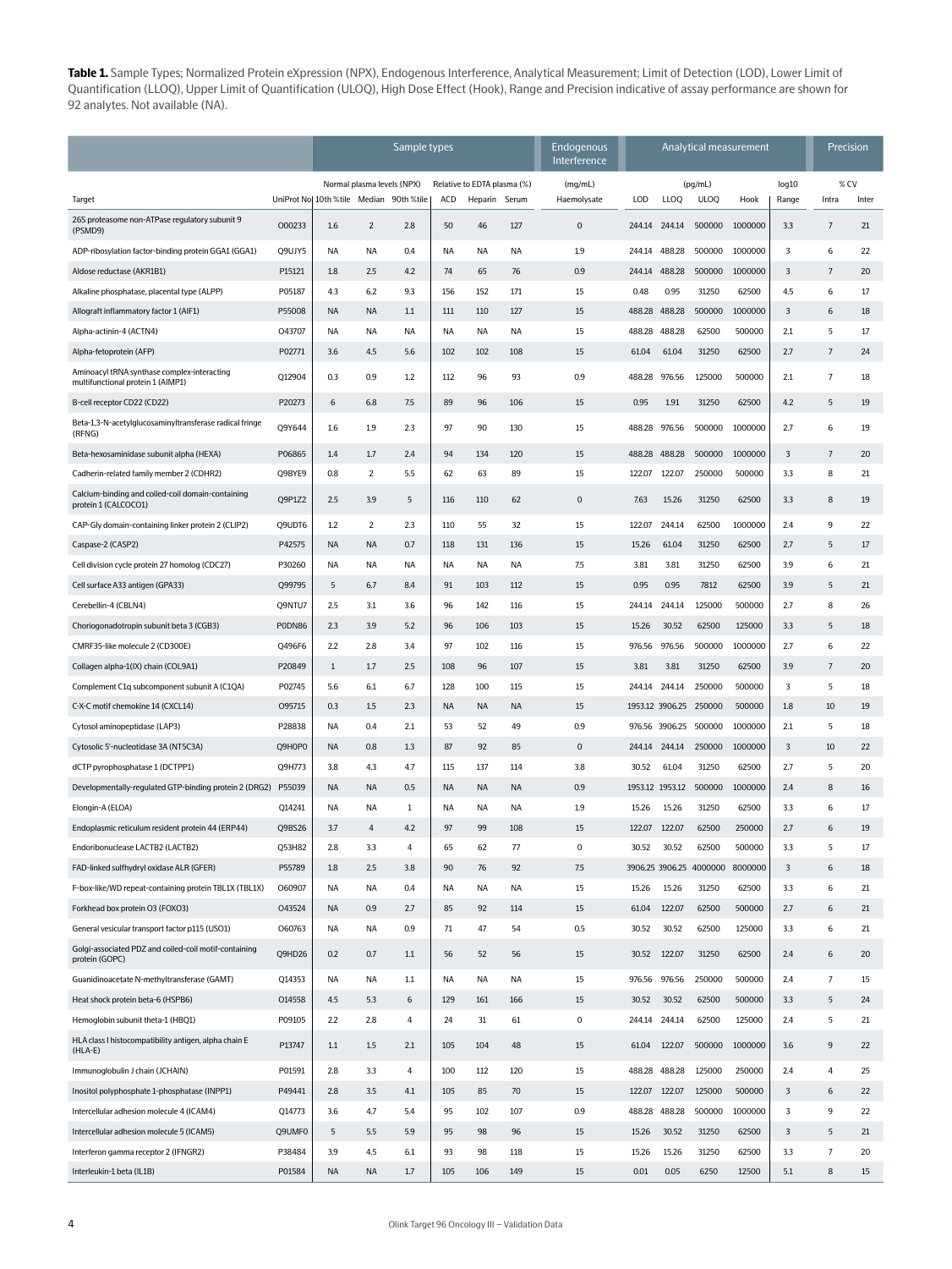**Table 1.** Sample Types; Normalized Protein eXpression (NPX), Endogenous Interference, Analytical Measurement; Limit of Detection (LOD), Lower Limit of Quantification (LLOQ), Upper Limit of Quantification (ULOQ), High Dose Effect (Hook), Range and Precision indicative of assay performance are shown for 92 analytes. Not available (NA).

| | | Sample types | | | | | | Endogenous Interference | Analytical measurement | | | | | Precision | |
|---|---|---|---|---|---|---|---|---|---|---|---|---|---|---|---|
| | | Normal plasma levels (NPX) | | | Relative to EDTA plasma (%) | | | (mg/mL) | (pg/mL) | | | | log10 | % CV | |
| Target | UniProt No | 10th %tile | Median | 90th %tile | ACD | Heparin | Serum | Haemolysate | LOD | LLOQ | ULOQ | Hook | Range | Intra | Inter |
| 26S proteasome non-ATPase regulatory subunit 9 (PSMD9) | O00233 | 1.6 | 2 | 2.8 | 50 | 46 | 127 | 0 | 244.14 | 244.14 | 500000 | 1000000 | 3.3 | 7 | 21 |
| ADP-ribosylation factor-binding protein GGA1 (GGA1) | Q9UJY5 | NA | NA | 0.4 | NA | NA | NA | 1.9 | 244.14 | 488.28 | 500000 | 1000000 | 3 | 6 | 22 |
| Aldose reductase (AKR1B1) | P15121 | 1.8 | 2.5 | 4.2 | 74 | 65 | 76 | 0.9 | 244.14 | 488.28 | 500000 | 1000000 | 3 | 7 | 20 |
| Alkaline phosphatase, placental type (ALPP) | P05187 | 4.3 | 6.2 | 9.3 | 156 | 152 | 171 | 15 | 0.48 | 0.95 | 31250 | 62500 | 4.5 | 6 | 17 |
| Allograft inflammatory factor 1 (AIF1) | P55008 | NA | NA | 1.1 | 111 | 110 | 127 | 15 | 488.28 | 488.28 | 500000 | 1000000 | 3 | 6 | 18 |
| Alpha-actinin-4 (ACTN4) | O43707 | NA | NA | NA | NA | NA | NA | 15 | 488.28 | 488.28 | 62500 | 500000 | 2.1 | 5 | 17 |
| Alpha-fetoprotein (AFP) | P02771 | 3.6 | 4.5 | 5.6 | 102 | 102 | 108 | 15 | 61.04 | 61.04 | 31250 | 62500 | 2.7 | 7 | 24 |
| Aminoacyl tRNA synthase complex-interacting multifunctional protein 1 (AIMP1) | Q12904 | 0.3 | 0.9 | 1.2 | 112 | 96 | 93 | 0.9 | 488.28 | 976.56 | 125000 | 500000 | 2.1 | 7 | 18 |
| B-cell receptor CD22 (CD22) | P20273 | 6 | 6.8 | 7.5 | 89 | 96 | 106 | 15 | 0.95 | 1.91 | 31250 | 62500 | 4.2 | 5 | 19 |
| Beta-1,3-N-acetylglucosaminyltransferase radical fringe (RFNG) | Q9Y644 | 1.6 | 1.9 | 2.3 | 97 | 90 | 130 | 15 | 488.28 | 976.56 | 500000 | 1000000 | 2.7 | 6 | 19 |
| Beta-hexosaminidase subunit alpha (HEXA) | P06865 | 1.4 | 1.7 | 2.4 | 94 | 134 | 120 | 15 | 488.28 | 488.28 | 500000 | 1000000 | 3 | 7 | 20 |
| Cadherin-related family member 2 (CDHR2) | Q9BYE9 | 0.8 | 2 | 5.5 | 62 | 63 | 89 | 15 | 122.07 | 122.07 | 250000 | 500000 | 3.3 | 8 | 21 |
| Calcium-binding and coiled-coil domain-containing protein 1 (CALCOCO1) | Q9P1Z2 | 2.5 | 3.9 | 5 | 116 | 110 | 62 | 0 | 7.63 | 15.26 | 31250 | 62500 | 3.3 | 8 | 19 |
| CAP-Gly domain-containing linker protein 2 (CLIP2) | Q9UDT6 | 1.2 | 2 | 2.3 | 110 | 55 | 32 | 15 | 122.07 | 244.14 | 62500 | 1000000 | 2.4 | 9 | 22 |
| Caspase-2 (CASP2) | P42575 | NA | NA | 0.7 | 118 | 131 | 136 | 15 | 15.26 | 61.04 | 31250 | 62500 | 2.7 | 5 | 17 |
| Cell division cycle protein 27 homolog (CDC27) | P30260 | NA | NA | NA | NA | NA | NA | 7.5 | 3.81 | 3.81 | 31250 | 62500 | 3.9 | 6 | 21 |
| Cell surface A33 antigen (GPA33) | Q99795 | 5 | 6.7 | 8.4 | 91 | 103 | 112 | 15 | 0.95 | 0.95 | 7812 | 62500 | 3.9 | 5 | 21 |
| Cerebellin-4 (CBLN4) | Q9NTU7 | 2.5 | 3.1 | 3.6 | 96 | 142 | 116 | 15 | 244.14 | 244.14 | 125000 | 500000 | 2.7 | 8 | 26 |
| Choriogonadotropin subunit beta 3 (CGB3) | P0DN86 | 2.3 | 3.9 | 5.2 | 96 | 106 | 103 | 15 | 15.26 | 30.52 | 62500 | 125000 | 3.3 | 5 | 18 |
| CMRF35-like molecule 2 (CD300E) | Q496F6 | 2.2 | 2.8 | 3.4 | 97 | 102 | 116 | 15 | 976.56 | 976.56 | 500000 | 1000000 | 2.7 | 6 | 22 |
| Collagen alpha-1(IX) chain (COL9A1) | P20849 | 1 | 1.7 | 2.5 | 108 | 96 | 107 | 15 | 3.81 | 3.81 | 31250 | 62500 | 3.9 | 7 | 20 |
| Complement C1q subcomponent subunit A (C1QA) | P02745 | 5.6 | 6.1 | 6.7 | 128 | 100 | 115 | 15 | 244.14 | 244.14 | 250000 | 500000 | 3 | 5 | 18 |
| C-X-C motif chemokine 14 (CXCL14) | O95715 | 0.3 | 1.5 | 2.3 | NA | NA | NA | 15 | 1953.12 | 3906.25 | 250000 | 500000 | 1.8 | 10 | 19 |
| Cytosol aminopeptidase (LAP3) | P28838 | NA | 0.4 | 2.1 | 53 | 52 | 49 | 0.9 | 976.56 | 3906.25 | 500000 | 1000000 | 2.1 | 5 | 18 |
| Cytosolic 5'-nucleotidase 3A (NT5C3A) | Q9H0P0 | NA | 0.8 | 1.3 | 87 | 92 | 85 | 0 | 244.14 | 244.14 | 250000 | 1000000 | 3 | 10 | 22 |
| dCTP pyrophosphatase 1 (DCTPP1) | Q9H773 | 3.8 | 4.3 | 4.7 | 115 | 137 | 114 | 3.8 | 30.52 | 61.04 | 31250 | 62500 | 2.7 | 5 | 20 |
| Developmentally-regulated GTP-binding protein 2 (DRG2) | P55039 | NA | NA | 0.5 | NA | NA | NA | 0.9 | 1953.12 | 1953.12 | 500000 | 1000000 | 2.4 | 8 | 16 |
| Elongin-A (ELOA) | Q14241 | NA | NA | 1 | NA | NA | NA | 1.9 | 15.26 | 15.26 | 31250 | 62500 | 3.3 | 6 | 17 |
| Endoplasmic reticulum resident protein 44 (ERP44) | Q9BS26 | 3.7 | 4 | 4.2 | 97 | 99 | 108 | 15 | 122.07 | 122.07 | 62500 | 250000 | 2.7 | 6 | 19 |
| Endoribonuclease LACTB2 (LACTB2) | Q53H82 | 2.8 | 3.3 | 4 | 65 | 62 | 77 | 0 | 30.52 | 30.52 | 62500 | 500000 | 3.3 | 5 | 17 |
| FAD-linked sulfhydryl oxidase ALR (GFER) | P55789 | 1.8 | 2.5 | 3.8 | 90 | 76 | 92 | 7.5 | 3906.25 | 3906.25 | 4000000 | 8000000 | 3 | 6 | 18 |
| F-box-like/WD repeat-containing protein TBL1X (TBL1X) | O60907 | NA | NA | 0.4 | NA | NA | NA | 15 | 15.26 | 15.26 | 31250 | 62500 | 3.3 | 6 | 21 |
| Forkhead box protein O3 (FOXO3) | O43524 | NA | 0.9 | 2.7 | 85 | 92 | 114 | 15 | 61.04 | 122.07 | 62500 | 500000 | 2.7 | 6 | 21 |
| General vesicular transport factor p115 (USO1) | O60763 | NA | NA | 0.9 | 71 | 47 | 54 | 0.5 | 30.52 | 30.52 | 62500 | 125000 | 3.3 | 6 | 21 |
| Golgi-associated PDZ and coiled-coil motif-containing protein (GOPC) | Q9HD26 | 0.2 | 0.7 | 1.1 | 56 | 52 | 56 | 15 | 30.52 | 122.07 | 31250 | 62500 | 2.4 | 6 | 20 |
| Guanidinoacetate N-methyltransferase (GAMT) | Q14353 | NA | NA | 1.1 | NA | NA | NA | 15 | 976.56 | 976.56 | 250000 | 500000 | 2.4 | 7 | 15 |
| Heat shock protein beta-6 (HSPB6) | O14558 | 4.5 | 5.3 | 6 | 129 | 161 | 166 | 15 | 30.52 | 30.52 | 62500 | 500000 | 3.3 | 5 | 24 |
| Hemoglobin subunit theta-1 (HBQ1) | P09105 | 2.2 | 2.8 | 4 | 24 | 31 | 61 | 0 | 244.14 | 244.14 | 62500 | 125000 | 2.4 | 5 | 21 |
| HLA class I histocompatibility antigen, alpha chain E (HLA-E) | P13747 | 1.1 | 1.5 | 2.1 | 105 | 104 | 48 | 15 | 61.04 | 122.07 | 500000 | 1000000 | 3.6 | 9 | 22 |
| Immunoglobulin J chain (JCHAIN) | P01591 | 2.8 | 3.3 | 4 | 100 | 112 | 120 | 15 | 488.28 | 488.28 | 125000 | 250000 | 2.4 | 4 | 25 |
| Inositol polyphosphate 1-phosphatase (INPP1) | P49441 | 2.8 | 3.5 | 4.1 | 105 | 85 | 70 | 15 | 122.07 | 122.07 | 125000 | 500000 | 3 | 6 | 22 |
| Intercellular adhesion molecule 4 (ICAM4) | Q14773 | 3.6 | 4.7 | 5.4 | 95 | 102 | 107 | 0.9 | 488.28 | 488.28 | 500000 | 1000000 | 3 | 9 | 22 |
| Intercellular adhesion molecule 5 (ICAM5) | Q9UMF0 | 5 | 5.5 | 5.9 | 95 | 98 | 96 | 15 | 15.26 | 30.52 | 31250 | 62500 | 3 | 5 | 21 |
| Interferon gamma receptor 2 (IFNGR2) | P38484 | 3.9 | 4.5 | 6.1 | 93 | 98 | 118 | 15 | 15.26 | 15.26 | 31250 | 62500 | 3.3 | 7 | 20 |
| Interleukin-1 beta (IL1B) | P01584 | NA | NA | 1.7 | 105 | 106 | 149 | 15 | 0.01 | 0.05 | 6250 | 12500 | 5.1 | 8 | 15 |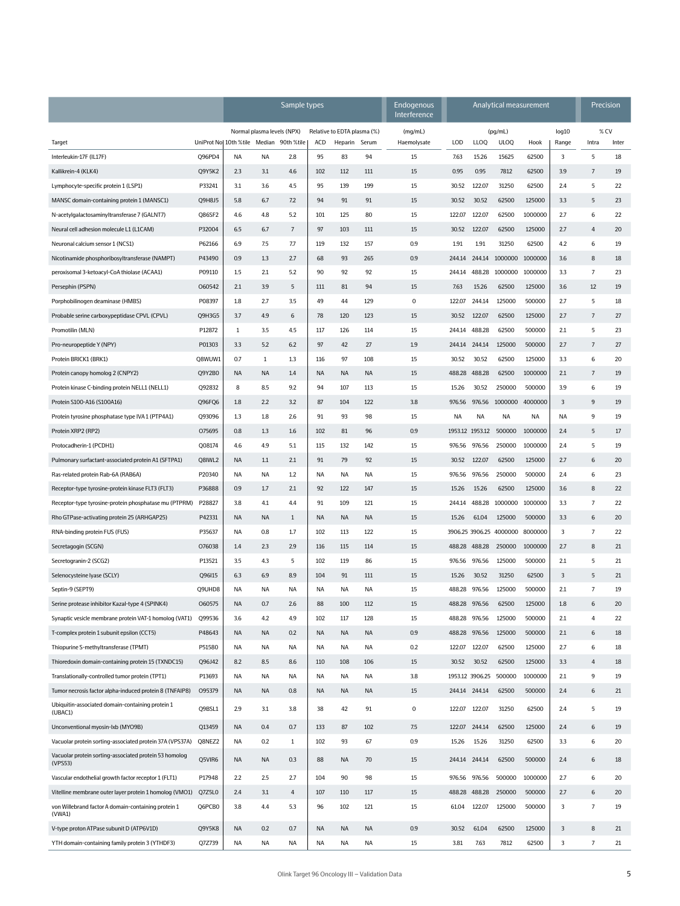| Target | UniProt No. | Sample types | | | | | | Endogenous Interference | Analytical measurement | | | | | Precision | |
|---|---|---|---|---|---|---|---|---|---|---|---|---|---|---|---|
| | | Normal plasma levels (NPX) | | | Relative to EDTA plasma (%) | | | (mg/mL) | (pg/mL) | | | | log10 | % CV | |
| | | 10th %tile | Median | 90th %tile | ACD | Heparin | Serum | Haemolysate | LOD | LLOQ | ULOQ | Hook | Range | Intra | Inter |
| Interleukin-17F (IL17F) | Q96PD4 | NA | NA | 2.8 | 95 | 83 | 94 | 15 | 7.63 | 15.26 | 15625 | 62500 | 3 | 5 | 18 |
| Kallikrein-4 (KLK4) | Q9Y5K2 | 2.3 | 3.1 | 4.6 | 102 | 112 | 111 | 15 | 0.95 | 0.95 | 7812 | 62500 | 3.9 | 7 | 19 |
| Lymphocyte-specific protein 1 (LSP1) | P33241 | 3.1 | 3.6 | 4.5 | 95 | 139 | 199 | 15 | 30.52 | 122.07 | 31250 | 62500 | 2.4 | 5 | 22 |
| MANSC domain-containing protein 1 (MANSC1) | Q9H8J5 | 5.8 | 6.7 | 7.2 | 94 | 91 | 91 | 15 | 30.52 | 30.52 | 62500 | 125000 | 3.3 | 5 | 23 |
| N-acetylgalactosaminyltransferase 7 (GALNT7) | Q86SF2 | 4.6 | 4.8 | 5.2 | 101 | 125 | 80 | 15 | 122.07 | 122.07 | 62500 | 1000000 | 2.7 | 6 | 22 |
| Neural cell adhesion molecule L1 (L1CAM) | P32004 | 6.5 | 6.7 | 7 | 97 | 103 | 111 | 15 | 30.52 | 122.07 | 62500 | 125000 | 2.7 | 4 | 20 |
| Neuronal calcium sensor 1 (NCS1) | P62166 | 6.9 | 7.5 | 7.7 | 119 | 132 | 157 | 0.9 | 1.91 | 1.91 | 31250 | 62500 | 4.2 | 6 | 19 |
| Nicotinamide phosphoribosyltransferase (NAMPT) | P43490 | 0.9 | 1.3 | 2.7 | 68 | 93 | 265 | 0.9 | 244.14 | 244.14 | 1000000 | 1000000 | 3.6 | 8 | 18 |
| peroxisomal 3-ketoacyl-CoA thiolase (ACAA1) | P09110 | 1.5 | 2.1 | 5.2 | 90 | 92 | 92 | 15 | 244.14 | 488.28 | 1000000 | 1000000 | 3.3 | 7 | 23 |
| Persephin (PSPN) | O60542 | 2.1 | 3.9 | 5 | 111 | 81 | 94 | 15 | 7.63 | 15.26 | 62500 | 125000 | 3.6 | 12 | 19 |
| Porphobilinogen deaminase (HMBS) | P08397 | 1.8 | 2.7 | 3.5 | 49 | 44 | 129 | 0 | 122.07 | 244.14 | 125000 | 500000 | 2.7 | 5 | 18 |
| Probable serine carboxypeptidase CPVL (CPVL) | Q9H3G5 | 3.7 | 4.9 | 6 | 78 | 120 | 123 | 15 | 30.52 | 122.07 | 62500 | 125000 | 2.7 | 7 | 27 |
| Promotilin (MLN) | P12872 | 1 | 3.5 | 4.5 | 117 | 126 | 114 | 15 | 244.14 | 488.28 | 62500 | 500000 | 2.1 | 5 | 23 |
| Pro-neuropeptide Y (NPY) | P01303 | 3.3 | 5.2 | 6.2 | 97 | 42 | 27 | 1.9 | 244.14 | 244.14 | 125000 | 500000 | 2.7 | 7 | 27 |
| Protein BRICK1 (BRK1) | Q8WUW1 | 0.7 | 1 | 1.3 | 116 | 97 | 108 | 15 | 30.52 | 30.52 | 62500 | 125000 | 3.3 | 6 | 20 |
| Protein canopy homolog 2 (CNPY2) | Q9Y2B0 | NA | NA | 1.4 | NA | NA | NA | 15 | 488.28 | 488.28 | 62500 | 1000000 | 2.1 | 7 | 19 |
| Protein kinase C-binding protein NELL1 (NELL1) | Q92832 | 8 | 8.5 | 9.2 | 94 | 107 | 113 | 15 | 15.26 | 30.52 | 250000 | 500000 | 3.9 | 6 | 19 |
| Protein S100-A16 (S100A16) | Q96FQ6 | 1.8 | 2.2 | 3.2 | 87 | 104 | 122 | 3.8 | 976.56 | 976.56 | 1000000 | 4000000 | 3 | 9 | 19 |
| Protein tyrosine phosphatase type IVA 1 (PTP4A1) | Q93096 | 1.3 | 1.8 | 2.6 | 91 | 93 | 98 | 15 | NA | NA | NA | NA | NA | 9 | 19 |
| Protein XRP2 (RP2) | O75695 | 0.8 | 1.3 | 1.6 | 102 | 81 | 96 | 0.9 | 1953.12 | 1953.12 | 500000 | 1000000 | 2.4 | 5 | 17 |
| Protocadherin-1 (PCDH1) | Q08174 | 4.6 | 4.9 | 5.1 | 115 | 132 | 142 | 15 | 976.56 | 976.56 | 250000 | 1000000 | 2.4 | 5 | 19 |
| Pulmonary surfactant-associated protein A1 (SFTPA1) | Q8IWL2 | NA | 1.1 | 2.1 | 91 | 79 | 92 | 15 | 30.52 | 122.07 | 62500 | 125000 | 2.7 | 6 | 20 |
| Ras-related protein Rab-6A (RAB6A) | P20340 | NA | NA | 1.2 | NA | NA | NA | 15 | 976.56 | 976.56 | 250000 | 500000 | 2.4 | 6 | 23 |
| Receptor-type tyrosine-protein kinase FLT3 (FLT3) | P36888 | 0.9 | 1.7 | 2.1 | 92 | 122 | 147 | 15 | 15.26 | 15.26 | 62500 | 125000 | 3.6 | 8 | 22 |
| Receptor-type tyrosine-protein phosphatase mu (PTPRM) | P28827 | 3.8 | 4.1 | 4.4 | 91 | 109 | 121 | 15 | 244.14 | 488.28 | 1000000 | 1000000 | 3.3 | 7 | 22 |
| Rho GTPase-activating protein 25 (ARHGAP25) | P42331 | NA | NA | 1 | NA | NA | NA | 15 | 15.26 | 61.04 | 125000 | 500000 | 3.3 | 6 | 20 |
| RNA-binding protein FUS (FUS) | P35637 | NA | 0.8 | 1.7 | 102 | 113 | 122 | 15 | 3906.25 | 3906.25 | 4000000 | 8000000 | 3 | 7 | 22 |
| Secretagogin (SCGN) | O76038 | 1.4 | 2.3 | 2.9 | 116 | 115 | 114 | 15 | 488.28 | 488.28 | 250000 | 1000000 | 2.7 | 8 | 21 |
| Secretogranin-2 (SCG2) | P13521 | 3.5 | 4.3 | 5 | 102 | 119 | 86 | 15 | 976.56 | 976.56 | 125000 | 500000 | 2.1 | 5 | 21 |
| Selenocysteine lyase (SCLY) | Q96I15 | 6.3 | 6.9 | 8.9 | 104 | 91 | 111 | 15 | 15.26 | 30.52 | 31250 | 62500 | 3 | 5 | 21 |
| Septin-9 (SEPT9) | Q9UHD8 | NA | NA | NA | NA | NA | NA | 15 | 488.28 | 976.56 | 125000 | 500000 | 2.1 | 7 | 19 |
| Serine protease inhibitor Kazal-type 4 (SPINK4) | O60575 | NA | 0.7 | 2.6 | 88 | 100 | 112 | 15 | 488.28 | 976.56 | 62500 | 125000 | 1.8 | 6 | 20 |
| Synaptic vesicle membrane protein VAT-1 homolog (VAT1) | Q99536 | 3.6 | 4.2 | 4.9 | 102 | 117 | 128 | 15 | 488.28 | 976.56 | 125000 | 500000 | 2.1 | 4 | 22 |
| T-complex protein 1 subunit epsilon (CCT5) | P48643 | NA | NA | 0.2 | NA | NA | NA | 0.9 | 488.28 | 976.56 | 125000 | 500000 | 2.1 | 6 | 18 |
| Thiopurine S-methyltransferase (TPMT) | P51580 | NA | NA | NA | NA | NA | NA | 0.2 | 122.07 | 122.07 | 62500 | 125000 | 2.7 | 6 | 18 |
| Thioredoxin domain-containing protein 15 (TXNDC15) | Q96J42 | 8.2 | 8.5 | 8.6 | 110 | 108 | 106 | 15 | 30.52 | 30.52 | 62500 | 125000 | 3.3 | 4 | 18 |
| Translationally-controlled tumor protein (TPT1) | P13693 | NA | NA | NA | NA | NA | NA | 3.8 | 1953.12 | 3906.25 | 500000 | 1000000 | 2.1 | 9 | 19 |
| Tumor necrosis factor alpha-induced protein 8 (TNFAIP8) | O95379 | NA | NA | 0.8 | NA | NA | NA | 15 | 244.14 | 244.14 | 62500 | 500000 | 2.4 | 6 | 21 |
| Ubiquitin-associated domain-containing protein 1 (UBAC1) | Q9BSL1 | 2.9 | 3.1 | 3.8 | 38 | 42 | 91 | 0 | 122.07 | 122.07 | 31250 | 62500 | 2.4 | 5 | 19 |
| Unconventional myosin-Ixb (MYO9B) | Q13459 | NA | 0.4 | 0.7 | 133 | 87 | 102 | 7.5 | 122.07 | 244.14 | 62500 | 125000 | 2.4 | 6 | 19 |
| Vacuolar protein sorting-associated protein 37A (VPS37A) | Q8NEZ2 | NA | 0.2 | 1 | 102 | 93 | 67 | 0.9 | 15.26 | 15.26 | 31250 | 62500 | 3.3 | 6 | 20 |
| Vacuolar protein sorting-associated protein 53 homolog (VPS53) | Q5VIR6 | NA | NA | 0.3 | 88 | NA | 70 | 15 | 244.14 | 244.14 | 62500 | 500000 | 2.4 | 6 | 18 |
| Vascular endothelial growth factor receptor 1 (FLT1) | P17948 | 2.2 | 2.5 | 2.7 | 104 | 90 | 98 | 15 | 976.56 | 976.56 | 500000 | 1000000 | 2.7 | 6 | 20 |
| Vitelline membrane outer layer protein 1 homolog (VMO1) | Q7Z5L0 | 2.4 | 3.1 | 4 | 107 | 110 | 117 | 15 | 488.28 | 488.28 | 250000 | 500000 | 2.7 | 6 | 20 |
| von Willebrand factor A domain-containing protein 1 (VWA1) | Q6PCB0 | 3.8 | 4.4 | 5.3 | 96 | 102 | 121 | 15 | 61.04 | 122.07 | 125000 | 500000 | 3 | 7 | 19 |
| V-type proton ATPase subunit D (ATP6V1D) | Q9Y5K8 | NA | 0.2 | 0.7 | NA | NA | NA | 0.9 | 30.52 | 61.04 | 62500 | 125000 | 3 | 8 | 21 |
| YTH domain-containing family protein 3 (YTHDF3) | Q7Z739 | NA | NA | NA | NA | NA | NA | 15 | 3.81 | 7.63 | 7812 | 62500 | 3 | 7 | 21 |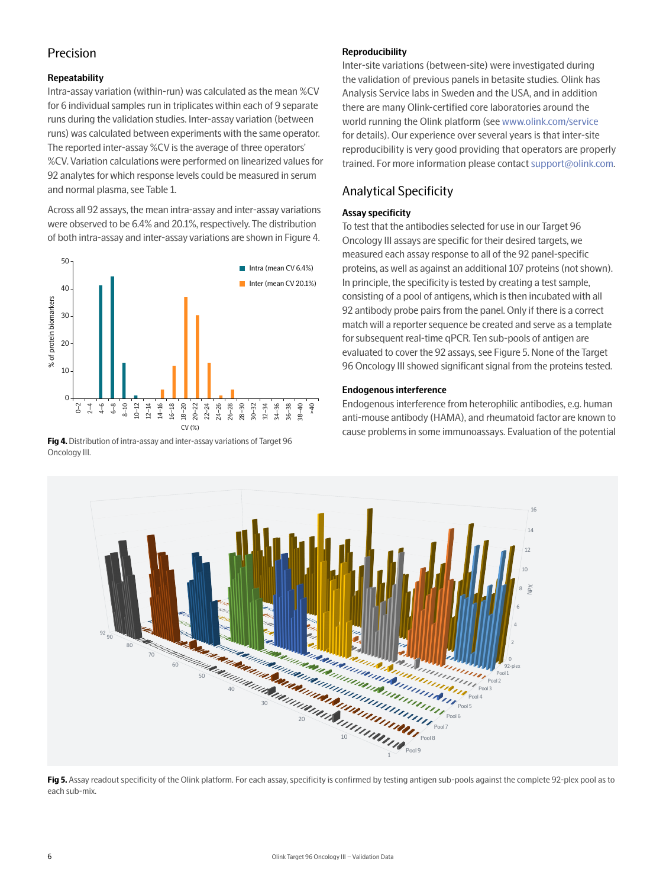## Precision

### Repeatability

Intra-assay variation (within-run) was calculated as the mean %CV for 6 individual samples run in triplicates within each of 9 separate runs during the validation studies. Inter-assay variation (between runs) was calculated between experiments with the same operator. The reported inter-assay %CV is the average of three operators' %CV. Variation calculations were performed on linearized values for 92 analytes for which response levels could be measured in serum and normal plasma, see Table 1.

Across all 92 assays, the mean intra-assay and inter-assay variations were observed to be 6.4% and 20.1%, respectively. The distribution of both intra-assay and inter-assay variations are shown in Figure 4.

**Fig 4.** Distribution of intra-assay and inter-assay variations of Target 96 Oncology III.

### Reproducibility

Inter-site variations (between-site) were investigated during the validation of previous panels in betasite studies. Olink has Analysis Service labs in Sweden and the USA, and in addition there are many Olink-certified core laboratories around the world running the Olink platform (see www.olink.com/service for details). Our experience over several years is that inter-site reproducibility is very good providing that operators are properly trained. For more information please contact support@olink.com.

## Analytical Specificity

### Assay specificity

To test that the antibodies selected for use in our Target 96 Oncology III assays are specific for their desired targets, we measured each assay response to all of the 92 panel-specific proteins, as well as against an additional 107 proteins (not shown). In principle, the specificity is tested by creating a test sample, consisting of a pool of antigens, which is then incubated with all 92 antibody probe pairs from the panel. Only if there is a correct match will a reporter sequence be created and serve as a template for subsequent real-time qPCR. Ten sub-pools of antigen are evaluated to cover the 92 assays, see Figure 5. None of the Target 96 Oncology III showed significant signal from the proteins tested.

### Endogenous interference

Endogenous interference from heterophilic antibodies, e.g. human anti-mouse antibody (HAMA), and rheumatoid factor are known to cause problems in some immunoassays. Evaluation of the potential

**Fig 5.** Assay readout specificity of the Olink platform. For each assay, specificity is confirmed by testing antigen sub-pools against the complete 92-plex pool as to each sub-mix.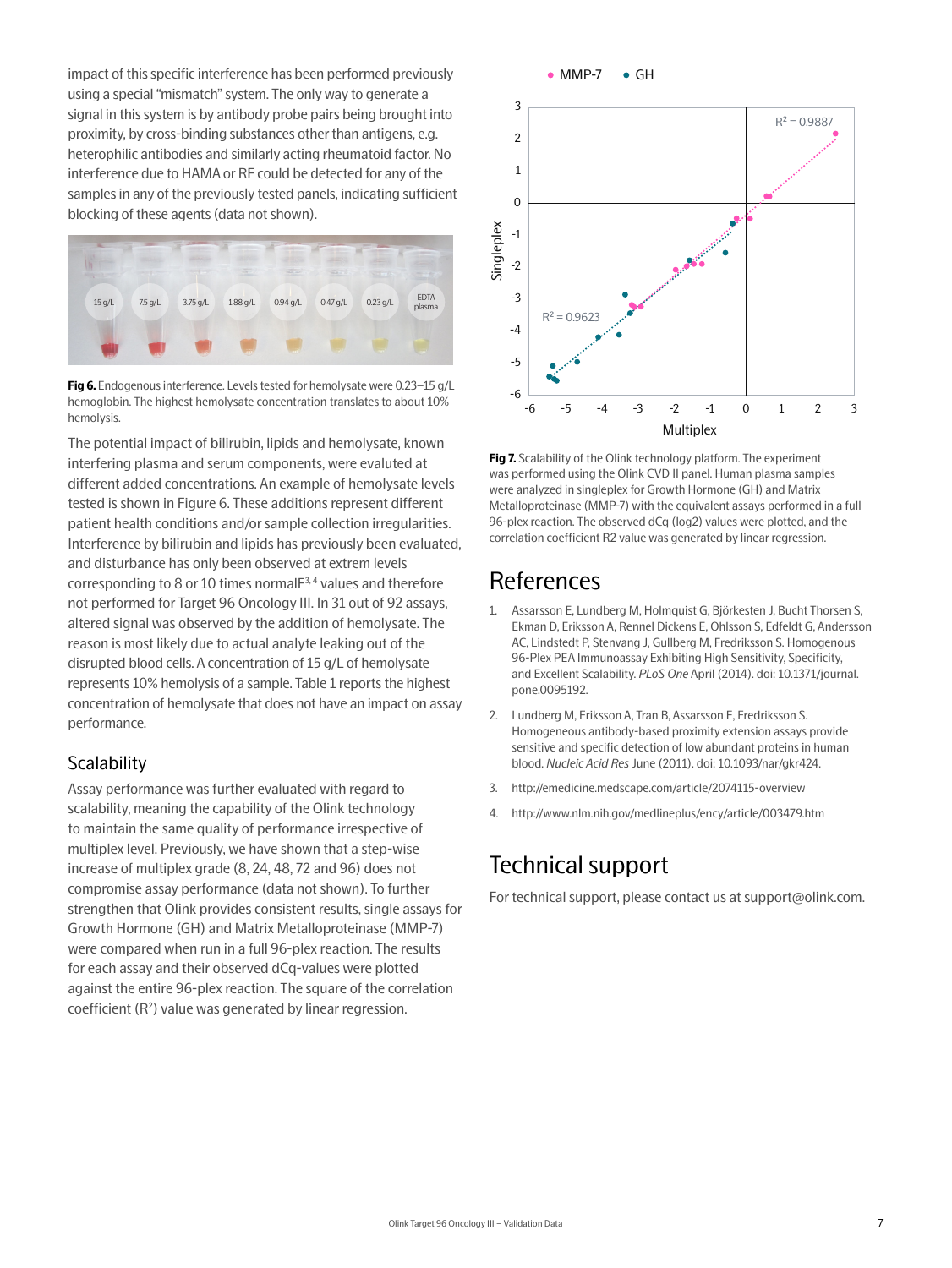impact of this specific interference has been performed previously using a special "mismatch" system. The only way to generate a signal in this system is by antibody probe pairs being brought into proximity, by cross-binding substances other than antigens, e.g. heterophilic antibodies and similarly acting rheumatoid factor. No interference due to HAMA or RF could be detected for any of the samples in any of the previously tested panels, indicating sufficient blocking of these agents (data not shown).

**Fig 6.** Endogenous interference. Levels tested for hemolysate were 0.23–15 g/L hemoglobin. The highest hemolysate concentration translates to about 10% hemolysis.

The potential impact of bilirubin, lipids and hemolysate, known interfering plasma and serum components, were evaluted at different added concentrations. An example of hemolysate levels tested is shown in Figure 6. These additions represent different patient health conditions and/or sample collection irregularities. Interference by bilirubin and lipids has previously been evaluated, and disturbance has only been observed at extrem levels corresponding to 8 or 10 times normalF[3,4] values and therefore not performed for Target 96 Oncology III. In 31 out of 92 assays, altered signal was observed by the addition of hemolysate. The reason is most likely due to actual analyte leaking out of the disrupted blood cells. A concentration of 15 g/L of hemolysate represents 10% hemolysis of a sample. Table 1 reports the highest concentration of hemolysate that does not have an impact on assay performance.

### Scalability

Assay performance was further evaluated with regard to scalability, meaning the capability of the Olink technology to maintain the same quality of performance irrespective of multiplex level. Previously, we have shown that a step-wise increase of multiplex grade (8, 24, 48, 72 and 96) does not compromise assay performance (data not shown). To further strengthen that Olink provides consistent results, single assays for Growth Hormone (GH) and Matrix Metalloproteinase (MMP-7) were compared when run in a full 96-plex reaction. The results for each assay and their observed dCq-values were plotted against the entire 96-plex reaction. The square of the correlation coefficient ($R^2$) value was generated by linear regression.

**Fig 7.** Scalability of the Olink technology platform. The experiment was performed using the Olink CVD II panel. Human plasma samples were analyzed in singleplex for Growth Hormone (GH) and Matrix Metalloproteinase (MMP-7) with the equivalent assays performed in a full 96-plex reaction. The observed dCq (log2) values were plotted, and the correlation coefficient R2 value was generated by linear regression.

## References

1. Assarsson E, Lundberg M, Holmquist G, Björkesten J, Bucht Thorsen S, Ekman D, Eriksson A, Rennel Dickens E, Ohlsson S, Edfeldt G, Andersson AC, Lindstedt P, Stenvang J, Gullberg M, Fredriksson S. Homogenous 96-Plex PEA Immunoassay Exhibiting High Sensitivity, Specificity, and Excellent Scalability. *PLoS One* April (2014). doi: 10.1371/journal.pone.0095192.
2. Lundberg M, Eriksson A, Tran B, Assarsson E, Fredriksson S. Homogeneous antibody-based proximity extension assays provide sensitive and specific detection of low abundant proteins in human blood. *Nucleic Acid Res* June (2011). doi: 10.1093/nar/gkr424.
3. http://emedicine.medscape.com/article/2074115-overview
4. http://www.nlm.nih.gov/medlineplus/ency/article/003479.htm

## Technical support

For technical support, please contact us at support@olink.com.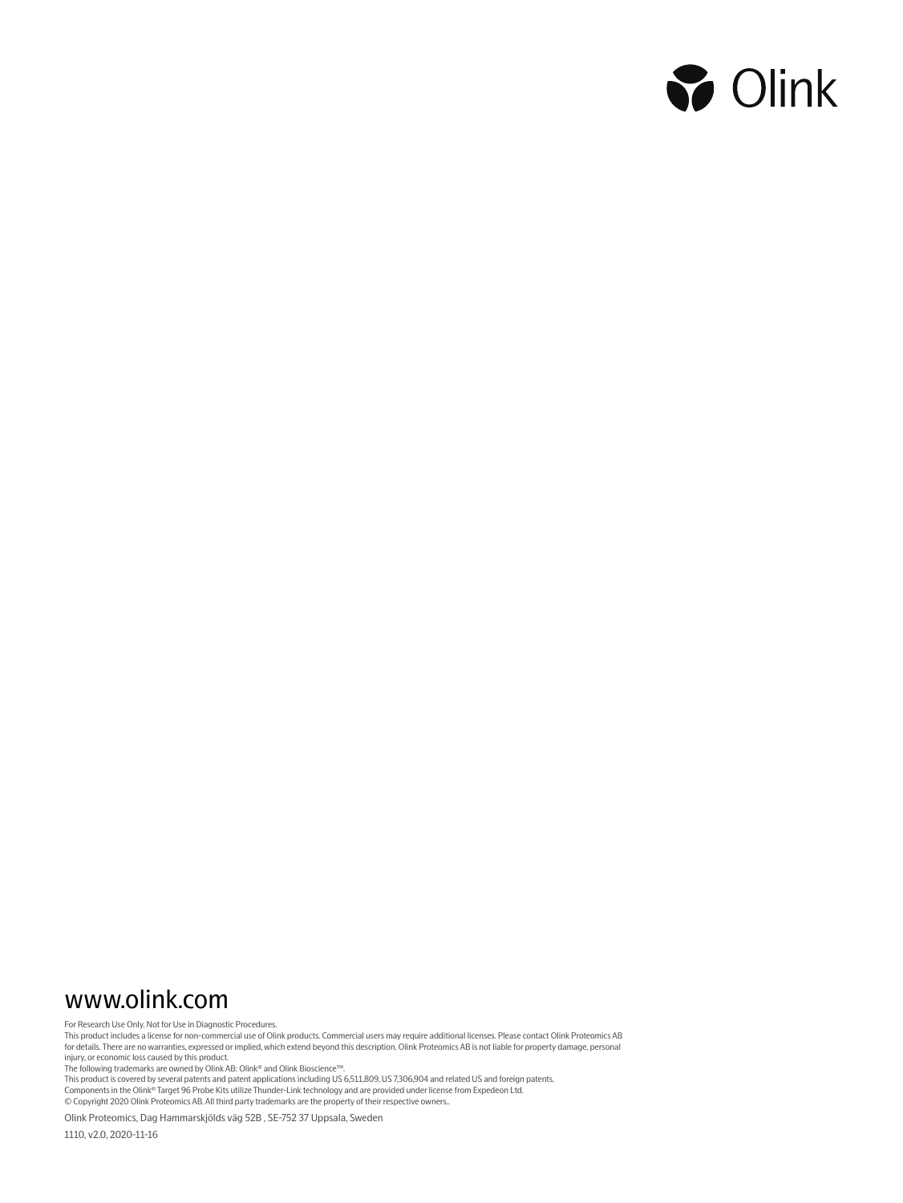Olink

www.olink.com

For Research Use Only. Not for Use in Diagnostic Procedures.
This product includes a license for non-commercial use of Olink products. Commercial users may require additional licenses. Please contact Olink Proteomics AB for details. There are no warranties, expressed or implied, which extend beyond this description. Olink Proteomics AB is not liable for property damage, personal injury, or economic loss caused by this product.
The following trademarks are owned by Olink AB: Olink® and Olink Bioscience™.
This product is covered by several patents and patent applications including US 6,511,809, US 7,306,904 and related US and foreign patents.
Components in the Olink® Target 96 Probe Kits utilize Thunder-Link technology and are provided under license from Expedeon Ltd.
© Copyright 2020 Olink Proteomics AB. All third party trademarks are the property of their respective owners..

Olink Proteomics, Dag Hammarskjölds väg 52B , SE-752 37 Uppsala, Sweden

1110, v2.0, 2020-11-16